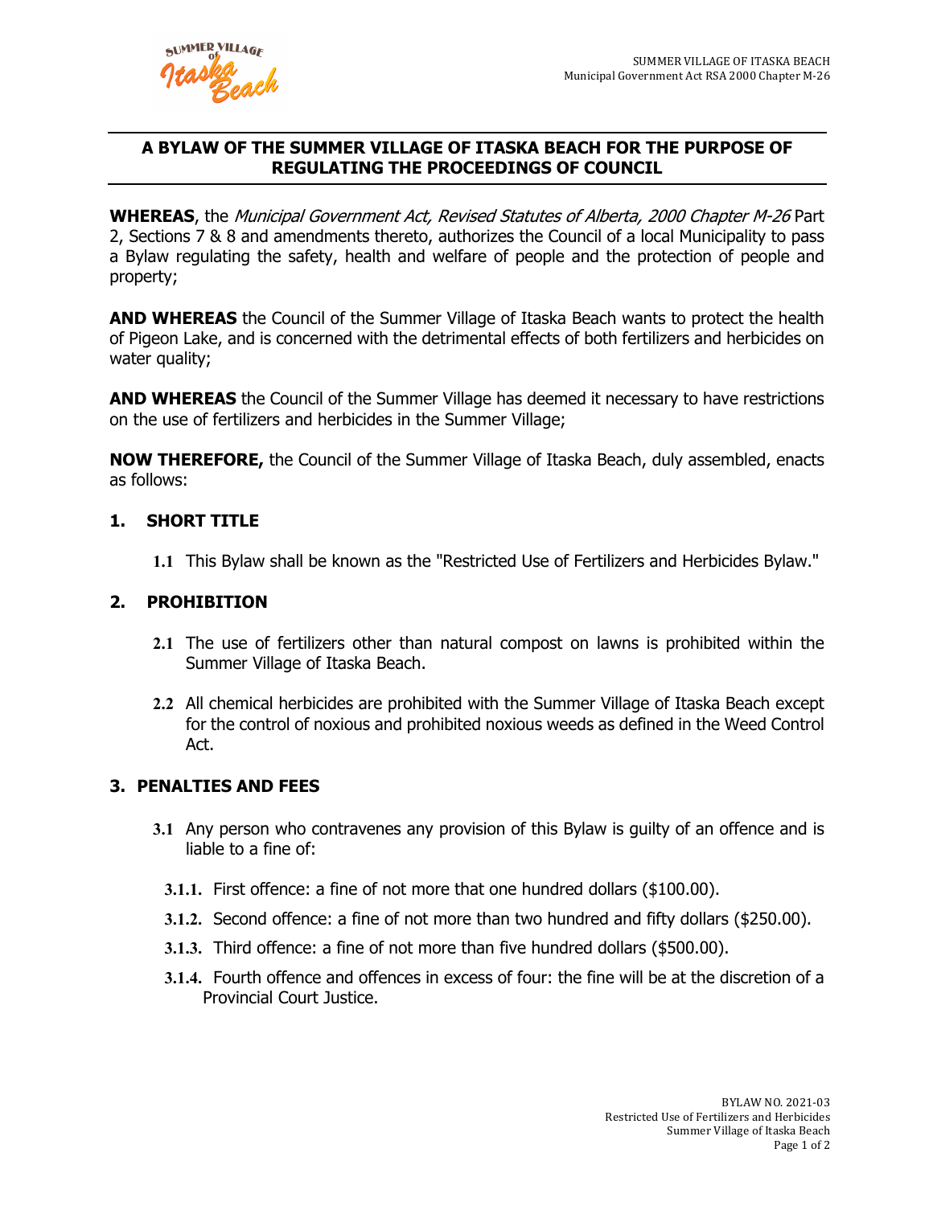# A BYLAW OF THE SUMMER VILLAGE OF ITASKA BEACH FOR THE PURPOSE OF REGULATING THE PROCEEDINGS OF COUNCIL

**WHEREAS**, the *Municipal Government Act, Revised Statutes of Alberta, 2000 Chapter M-26* Part 2, Sections 7 & 8 and amendments thereto, authorizes the Council of a local Municipality to pass a Bylaw regulating the safety, health and welfare of people and the protection of people and property;

**AND WHEREAS** the Council of the Summer Village of Itaska Beach wants to protect the health of Pigeon Lake, and is concerned with the detrimental effects of both fertilizers and herbicides on water quality;

**AND WHEREAS** the Council of the Summer Village has deemed it necessary to have restrictions on the use of fertilizers and herbicides in the Summer Village;

**NOW THEREFORE,** the Council of the Summer Village of Itaska Beach, duly assembled, enacts as follows:

## 1. SHORT TITLE

**1.1** This Bylaw shall be known as the "Restricted Use of Fertilizers and Herbicides Bylaw."

## 2. PROHIBITION

**2.1** The use of fertilizers other than natural compost on lawns is prohibited within the Summer Village of Itaska Beach.

**2.2** All chemical herbicides are prohibited with the Summer Village of Itaska Beach except for the control of noxious and prohibited noxious weeds as defined in the Weed Control Act.

## 3. PENALTIES AND FEES

**3.1** Any person who contravenes any provision of this Bylaw is guilty of an offence and is liable to a fine of:

**3.1.1.** First offence: a fine of not more that one hundred dollars ($100.00).

**3.1.2.** Second offence: a fine of not more than two hundred and fifty dollars ($250.00).

**3.1.3.** Third offence: a fine of not more than five hundred dollars ($500.00).

**3.1.4.** Fourth offence and offences in excess of four: the fine will be at the discretion of a Provincial Court Justice.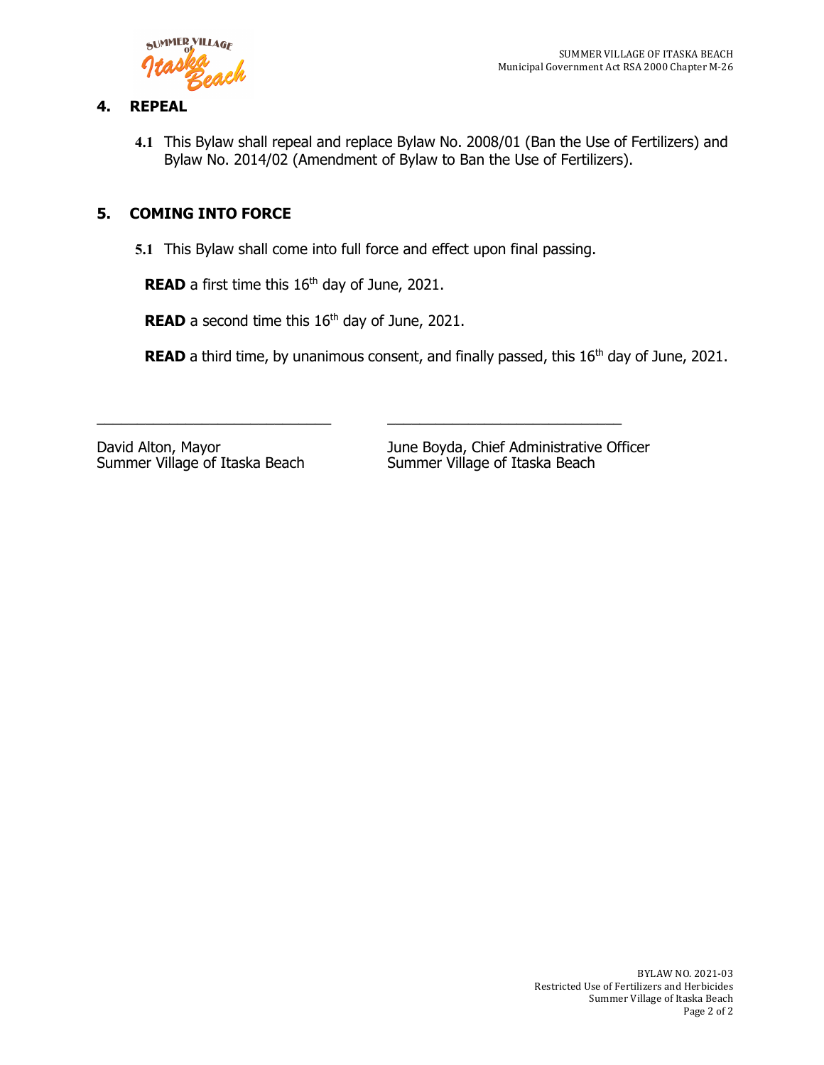## 4. REPEAL

**4.1** This Bylaw shall repeal and replace Bylaw No. 2008/01 (Ban the Use of Fertilizers) and Bylaw No. 2014/02 (Amendment of Bylaw to Ban the Use of Fertilizers).

## 5. COMING INTO FORCE

**5.1** This Bylaw shall come into full force and effect upon final passing.

**READ** a first time this 16th day of June, 2021.

**READ** a second time this 16th day of June, 2021.

**READ** a third time, by unanimous consent, and finally passed, this 16th day of June, 2021.

\_\_\_\_\_\_\_\_\_\_\_\_\_\_\_\_\_\_\_\_\_\_\_\_\_\_\_\_\_\_
David Alton, Mayor
Summer Village of Itaska Beach

\_\_\_\_\_\_\_\_\_\_\_\_\_\_\_\_\_\_\_\_\_\_\_\_\_\_\_\_\_\_
June Boyda, Chief Administrative Officer
Summer Village of Itaska Beach